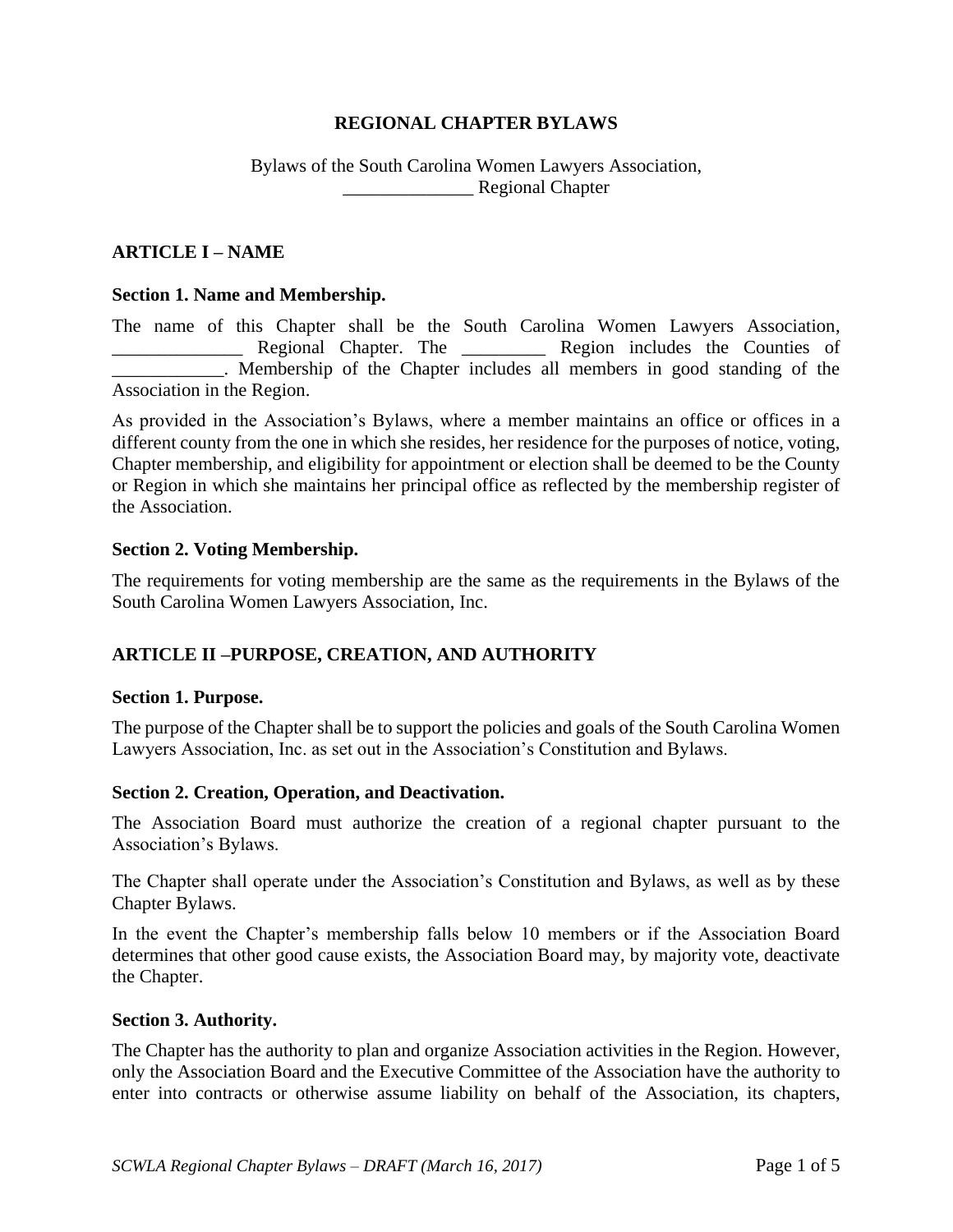# REGIONAL CHAPTER BYLAWS

Bylaws of the South Carolina Women Lawyers Association,
______________ Regional Chapter

## ARTICLE I – NAME

### Section 1. Name and Membership.

The name of this Chapter shall be the South Carolina Women Lawyers Association, ______________ Regional Chapter. The _________ Region includes the Counties of ____________. Membership of the Chapter includes all members in good standing of the Association in the Region.

As provided in the Association's Bylaws, where a member maintains an office or offices in a different county from the one in which she resides, her residence for the purposes of notice, voting, Chapter membership, and eligibility for appointment or election shall be deemed to be the County or Region in which she maintains her principal office as reflected by the membership register of the Association.

### Section 2. Voting Membership.

The requirements for voting membership are the same as the requirements in the Bylaws of the South Carolina Women Lawyers Association, Inc.

## ARTICLE II –PURPOSE, CREATION, AND AUTHORITY

### Section 1. Purpose.

The purpose of the Chapter shall be to support the policies and goals of the South Carolina Women Lawyers Association, Inc. as set out in the Association's Constitution and Bylaws.

### Section 2. Creation, Operation, and Deactivation.

The Association Board must authorize the creation of a regional chapter pursuant to the Association's Bylaws.

The Chapter shall operate under the Association's Constitution and Bylaws, as well as by these Chapter Bylaws.

In the event the Chapter's membership falls below 10 members or if the Association Board determines that other good cause exists, the Association Board may, by majority vote, deactivate the Chapter.

### Section 3. Authority.

The Chapter has the authority to plan and organize Association activities in the Region. However, only the Association Board and the Executive Committee of the Association have the authority to enter into contracts or otherwise assume liability on behalf of the Association, its chapters,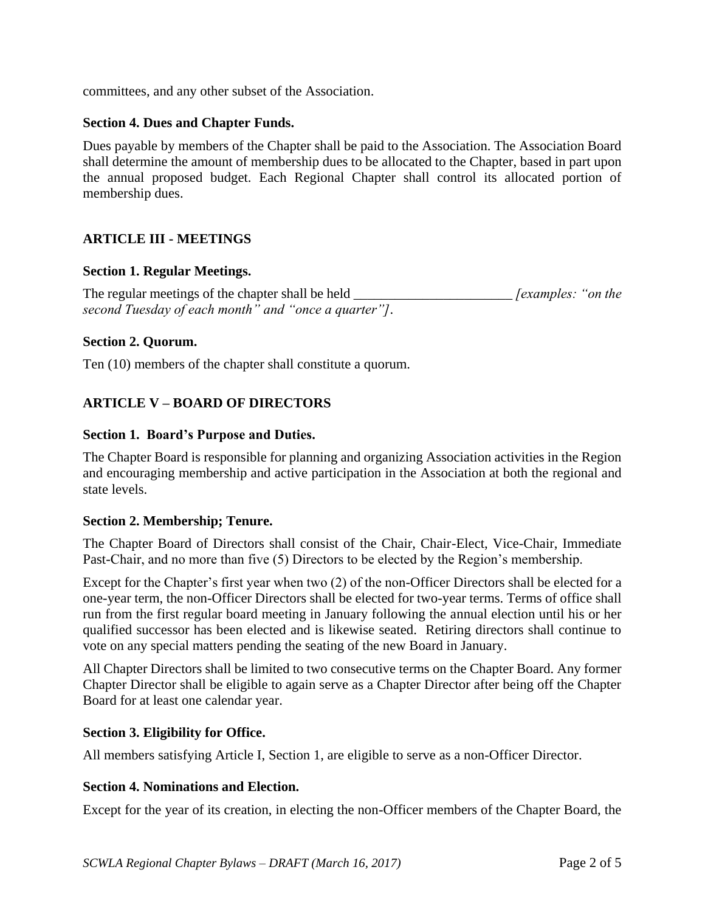committees, and any other subset of the Association.

**Section 4. Dues and Chapter Funds.**

Dues payable by members of the Chapter shall be paid to the Association. The Association Board shall determine the amount of membership dues to be allocated to the Chapter, based in part upon the annual proposed budget. Each Regional Chapter shall control its allocated portion of membership dues.

## ARTICLE III - MEETINGS

**Section 1. Regular Meetings.**

The regular meetings of the chapter shall be held ________________________ *[examples: "on the second Tuesday of each month" and "once a quarter"]*.

**Section 2. Quorum.**

Ten (10) members of the chapter shall constitute a quorum.

## ARTICLE V – BOARD OF DIRECTORS

**Section 1. Board's Purpose and Duties.**

The Chapter Board is responsible for planning and organizing Association activities in the Region and encouraging membership and active participation in the Association at both the regional and state levels.

**Section 2. Membership; Tenure.**

The Chapter Board of Directors shall consist of the Chair, Chair-Elect, Vice-Chair, Immediate Past-Chair, and no more than five (5) Directors to be elected by the Region's membership.

Except for the Chapter's first year when two (2) of the non-Officer Directors shall be elected for a one-year term, the non-Officer Directors shall be elected for two-year terms. Terms of office shall run from the first regular board meeting in January following the annual election until his or her qualified successor has been elected and is likewise seated. Retiring directors shall continue to vote on any special matters pending the seating of the new Board in January.

All Chapter Directors shall be limited to two consecutive terms on the Chapter Board. Any former Chapter Director shall be eligible to again serve as a Chapter Director after being off the Chapter Board for at least one calendar year.

**Section 3. Eligibility for Office.**

All members satisfying Article I, Section 1, are eligible to serve as a non-Officer Director.

**Section 4. Nominations and Election.**

Except for the year of its creation, in electing the non-Officer members of the Chapter Board, the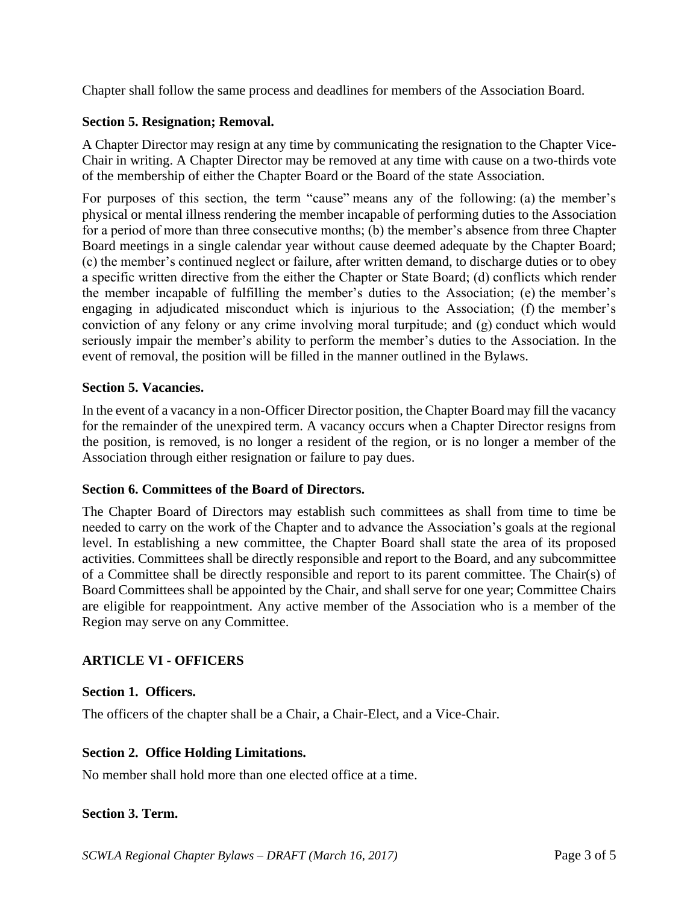Chapter shall follow the same process and deadlines for members of the Association Board.

### Section 5. Resignation; Removal.

A Chapter Director may resign at any time by communicating the resignation to the Chapter Vice-Chair in writing. A Chapter Director may be removed at any time with cause on a two-thirds vote of the membership of either the Chapter Board or the Board of the state Association.

For purposes of this section, the term "cause" means any of the following: (a) the member's physical or mental illness rendering the member incapable of performing duties to the Association for a period of more than three consecutive months; (b) the member's absence from three Chapter Board meetings in a single calendar year without cause deemed adequate by the Chapter Board; (c) the member's continued neglect or failure, after written demand, to discharge duties or to obey a specific written directive from the either the Chapter or State Board; (d) conflicts which render the member incapable of fulfilling the member's duties to the Association; (e) the member's engaging in adjudicated misconduct which is injurious to the Association; (f) the member's conviction of any felony or any crime involving moral turpitude; and (g) conduct which would seriously impair the member's ability to perform the member's duties to the Association. In the event of removal, the position will be filled in the manner outlined in the Bylaws.

### Section 5. Vacancies.

In the event of a vacancy in a non-Officer Director position, the Chapter Board may fill the vacancy for the remainder of the unexpired term. A vacancy occurs when a Chapter Director resigns from the position, is removed, is no longer a resident of the region, or is no longer a member of the Association through either resignation or failure to pay dues.

### Section 6. Committees of the Board of Directors.

The Chapter Board of Directors may establish such committees as shall from time to time be needed to carry on the work of the Chapter and to advance the Association's goals at the regional level. In establishing a new committee, the Chapter Board shall state the area of its proposed activities. Committees shall be directly responsible and report to the Board, and any subcommittee of a Committee shall be directly responsible and report to its parent committee. The Chair(s) of Board Committees shall be appointed by the Chair, and shall serve for one year; Committee Chairs are eligible for reappointment. Any active member of the Association who is a member of the Region may serve on any Committee.

## ARTICLE VI - OFFICERS

### Section 1. Officers.

The officers of the chapter shall be a Chair, a Chair-Elect, and a Vice-Chair.

### Section 2. Office Holding Limitations.

No member shall hold more than one elected office at a time.

### Section 3. Term.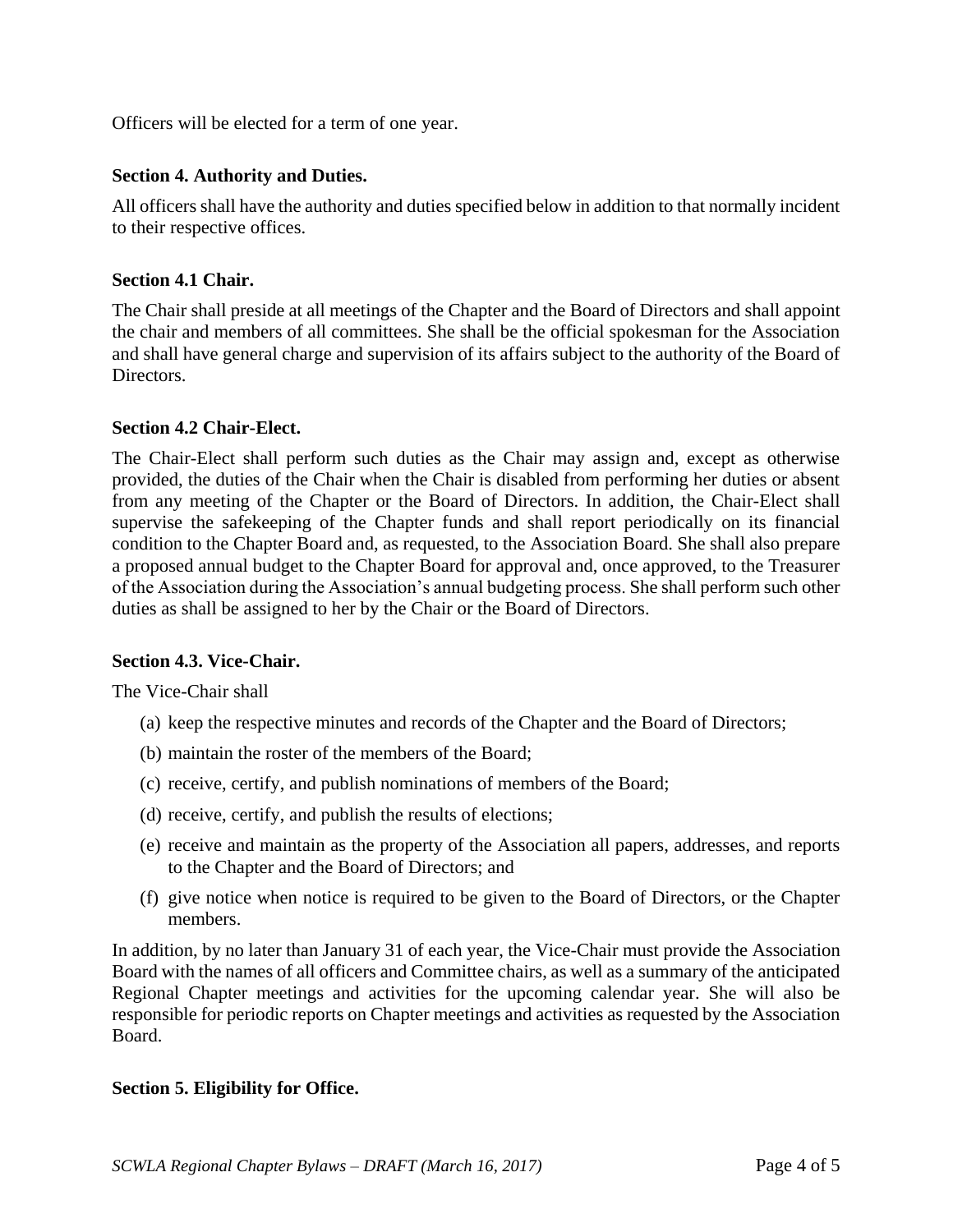Officers will be elected for a term of one year.

**Section 4. Authority and Duties.**

All officers shall have the authority and duties specified below in addition to that normally incident to their respective offices.

**Section 4.1 Chair.**

The Chair shall preside at all meetings of the Chapter and the Board of Directors and shall appoint the chair and members of all committees. She shall be the official spokesman for the Association and shall have general charge and supervision of its affairs subject to the authority of the Board of Directors.

**Section 4.2 Chair-Elect.**

The Chair-Elect shall perform such duties as the Chair may assign and, except as otherwise provided, the duties of the Chair when the Chair is disabled from performing her duties or absent from any meeting of the Chapter or the Board of Directors. In addition, the Chair-Elect shall supervise the safekeeping of the Chapter funds and shall report periodically on its financial condition to the Chapter Board and, as requested, to the Association Board. She shall also prepare a proposed annual budget to the Chapter Board for approval and, once approved, to the Treasurer of the Association during the Association's annual budgeting process. She shall perform such other duties as shall be assigned to her by the Chair or the Board of Directors.

**Section 4.3. Vice-Chair.**

The Vice-Chair shall

(a) keep the respective minutes and records of the Chapter and the Board of Directors;

(b) maintain the roster of the members of the Board;

(c) receive, certify, and publish nominations of members of the Board;

(d) receive, certify, and publish the results of elections;

(e) receive and maintain as the property of the Association all papers, addresses, and reports to the Chapter and the Board of Directors; and

(f) give notice when notice is required to be given to the Board of Directors, or the Chapter members.

In addition, by no later than January 31 of each year, the Vice-Chair must provide the Association Board with the names of all officers and Committee chairs, as well as a summary of the anticipated Regional Chapter meetings and activities for the upcoming calendar year. She will also be responsible for periodic reports on Chapter meetings and activities as requested by the Association Board.

**Section 5. Eligibility for Office.**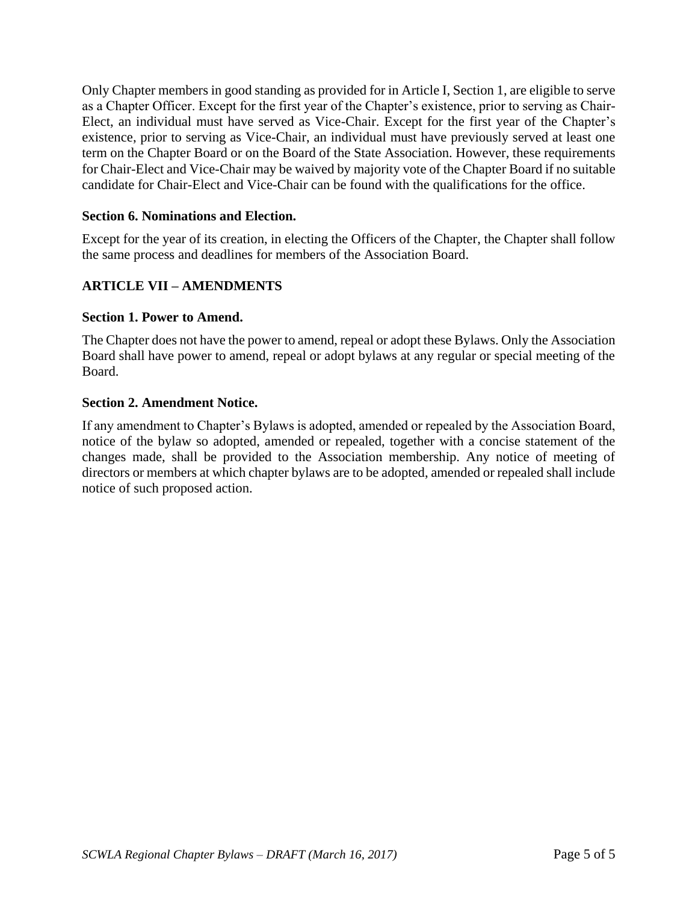Only Chapter members in good standing as provided for in Article I, Section 1, are eligible to serve as a Chapter Officer. Except for the first year of the Chapter's existence, prior to serving as Chair-Elect, an individual must have served as Vice-Chair. Except for the first year of the Chapter's existence, prior to serving as Vice-Chair, an individual must have previously served at least one term on the Chapter Board or on the Board of the State Association. However, these requirements for Chair-Elect and Vice-Chair may be waived by majority vote of the Chapter Board if no suitable candidate for Chair-Elect and Vice-Chair can be found with the qualifications for the office.

### Section 6. Nominations and Election.

Except for the year of its creation, in electing the Officers of the Chapter, the Chapter shall follow the same process and deadlines for members of the Association Board.

## ARTICLE VII – AMENDMENTS

### Section 1. Power to Amend.

The Chapter does not have the power to amend, repeal or adopt these Bylaws. Only the Association Board shall have power to amend, repeal or adopt bylaws at any regular or special meeting of the Board.

### Section 2. Amendment Notice.

If any amendment to Chapter's Bylaws is adopted, amended or repealed by the Association Board, notice of the bylaw so adopted, amended or repealed, together with a concise statement of the changes made, shall be provided to the Association membership. Any notice of meeting of directors or members at which chapter bylaws are to be adopted, amended or repealed shall include notice of such proposed action.